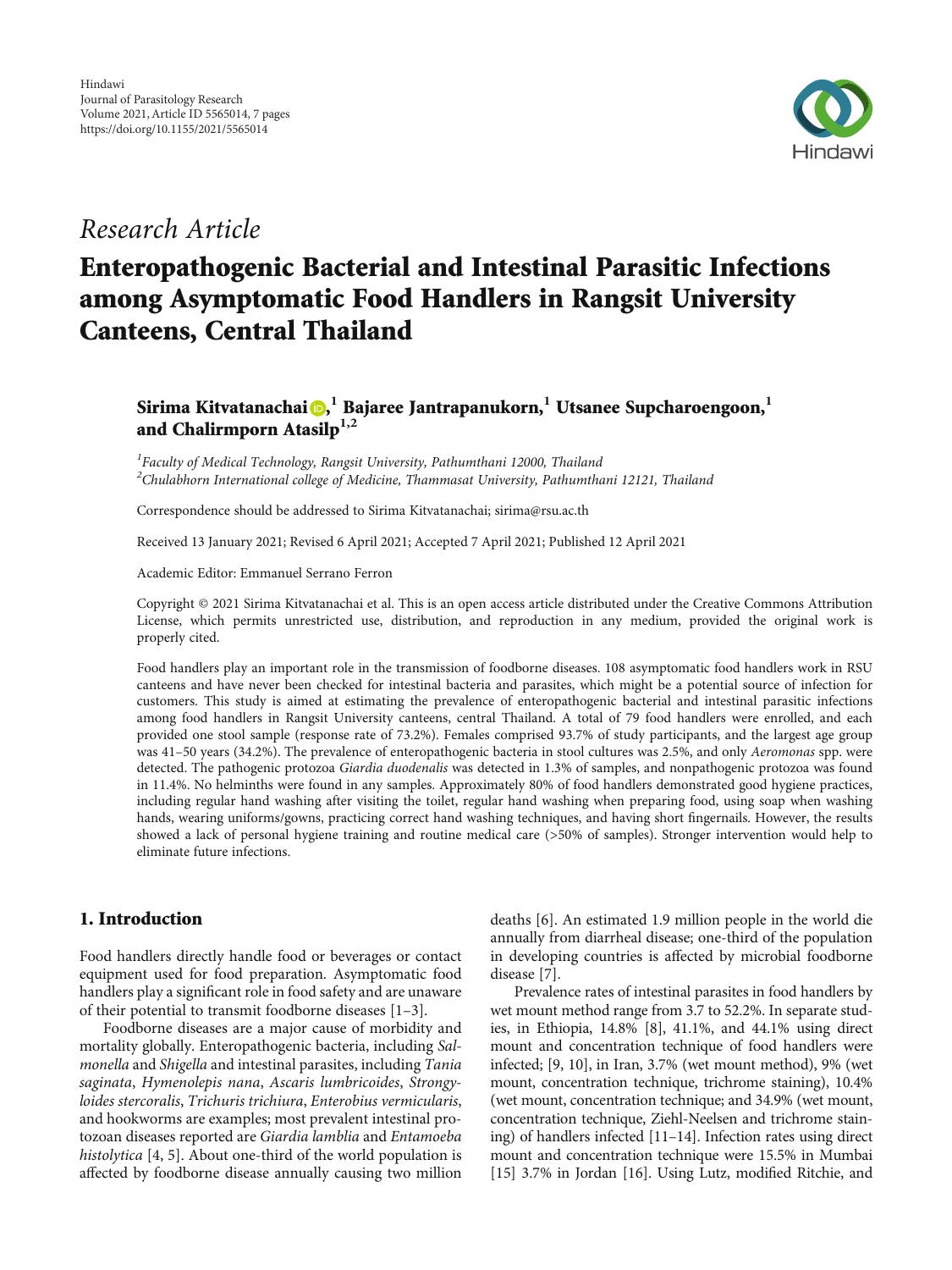Hindawi
Journal of Parasitology Research
Volume 2021, Article ID 5565014, 7 pages
https://doi.org/10.1155/2021/5565014

*Research Article*

# Enteropathogenic Bacterial and Intestinal Parasitic Infections among Asymptomatic Food Handlers in Rangsit University Canteens, Central Thailand

**Sirima Kitvatanachai,[1] Bajaree Jantrapanukorn,[1] Utsanee Supcharoengoon,[1] and Chalirmporn Atasilp[1,2]**

[1]*Faculty of Medical Technology, Rangsit University, Pathumthani 12000, Thailand*
[2]*Chulabhorn International college of Medicine, Thammasat University, Pathumthani 12121, Thailand*

Correspondence should be addressed to Sirima Kitvatanachai; sirima@rsu.ac.th

Received 13 January 2021; Revised 6 April 2021; Accepted 7 April 2021; Published 12 April 2021

Academic Editor: Emmanuel Serrano Ferron

Copyright © 2021 Sirima Kitvatanachai et al. This is an open access article distributed under the Creative Commons Attribution License, which permits unrestricted use, distribution, and reproduction in any medium, provided the original work is properly cited.

Food handlers play an important role in the transmission of foodborne diseases. 108 asymptomatic food handlers work in RSU canteens and have never been checked for intestinal bacteria and parasites, which might be a potential source of infection for customers. This study is aimed at estimating the prevalence of enteropathogenic bacterial and intestinal parasitic infections among food handlers in Rangsit University canteens, central Thailand. A total of 79 food handlers were enrolled, and each provided one stool sample (response rate of 73.2%). Females comprised 93.7% of study participants, and the largest age group was 41–50 years (34.2%). The prevalence of enteropathogenic bacteria in stool cultures was 2.5%, and only *Aeromonas* spp. were detected. The pathogenic protozoa *Giardia duodenalis* was detected in 1.3% of samples, and nonpathogenic protozoa was found in 11.4%. No helminths were found in any samples. Approximately 80% of food handlers demonstrated good hygiene practices, including regular hand washing after visiting the toilet, regular hand washing when preparing food, using soap when washing hands, wearing uniforms/gowns, practicing correct hand washing techniques, and having short fingernails. However, the results showed a lack of personal hygiene training and routine medical care (>50% of samples). Stronger intervention would help to eliminate future infections.

## 1. Introduction

Food handlers directly handle food or beverages or contact equipment used for food preparation. Asymptomatic food handlers play a significant role in food safety and are unaware of their potential to transmit foodborne diseases [1–3].

Foodborne diseases are a major cause of morbidity and mortality globally. Enteropathogenic bacteria, including *Salmonella* and *Shigella* and intestinal parasites, including *Tania saginata*, *Hymenolepis nana*, *Ascaris lumbricoides*, *Strongyloides stercoralis*, *Trichuris trichiura*, *Enterobius vermicularis*, and hookworms are examples; most prevalent intestinal protozoan diseases reported are *Giardia lamblia* and *Entamoeba histolytica* [4, 5]. About one-third of the world population is affected by foodborne disease annually causing two million deaths [6]. An estimated 1.9 million people in the world die annually from diarrheal disease; one-third of the population in developing countries is affected by microbial foodborne disease [7].

Prevalence rates of intestinal parasites in food handlers by wet mount method range from 3.7 to 52.2%. In separate studies, in Ethiopia, 14.8% [8], 41.1%, and 44.1% using direct mount and concentration technique of food handlers were infected; [9, 10], in Iran, 3.7% (wet mount method), 9% (wet mount, concentration technique, trichrome staining), 10.4% (wet mount, concentration technique; and 34.9% (wet mount, concentration technique, Ziehl-Neelsen and trichrome staining) of handlers infected [11–14]. Infection rates using direct mount and concentration technique were 15.5% in Mumbai [15] 3.7% in Jordan [16]. Using Lutz, modified Ritchie, and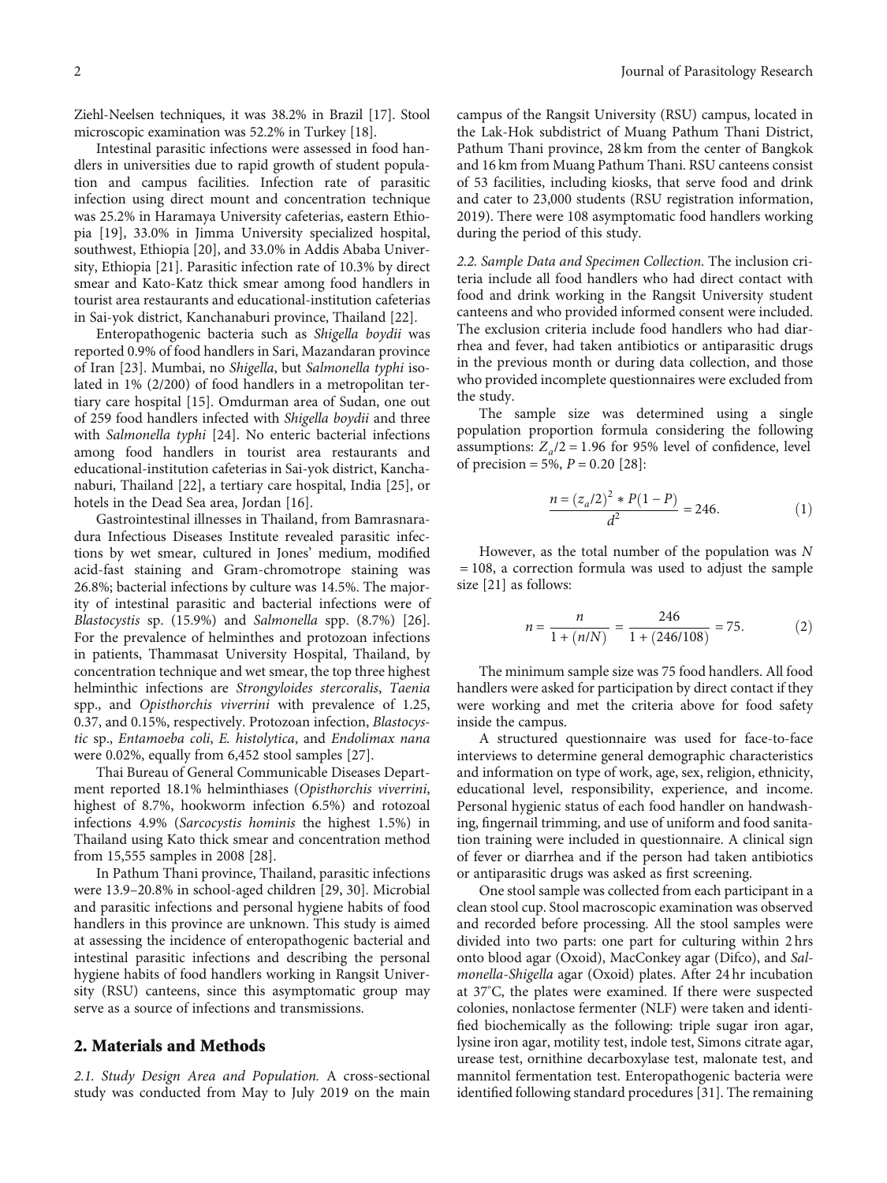Ziehl-Neelsen techniques, it was 38.2% in Brazil [17]. Stool microscopic examination was 52.2% in Turkey [18].

Intestinal parasitic infections were assessed in food handlers in universities due to rapid growth of student population and campus facilities. Infection rate of parasitic infection using direct mount and concentration technique was 25.2% in Haramaya University cafeterias, eastern Ethiopia [19], 33.0% in Jimma University specialized hospital, southwest, Ethiopia [20], and 33.0% in Addis Ababa University, Ethiopia [21]. Parasitic infection rate of 10.3% by direct smear and Kato-Katz thick smear among food handlers in tourist area restaurants and educational-institution cafeterias in Sai-yok district, Kanchanaburi province, Thailand [22].

Enteropathogenic bacteria such as *Shigella boydii* was reported 0.9% of food handlers in Sari, Mazandaran province of Iran [23]. Mumbai, no *Shigella*, but *Salmonella typhi* isolated in 1% (2/200) of food handlers in a metropolitan tertiary care hospital [15]. Omdurman area of Sudan, one out of 259 food handlers infected with *Shigella boydii* and three with *Salmonella typhi* [24]. No enteric bacterial infections among food handlers in tourist area restaurants and educational-institution cafeterias in Sai-yok district, Kanchanaburi, Thailand [22], a tertiary care hospital, India [25], or hotels in the Dead Sea area, Jordan [16].

Gastrointestinal illnesses in Thailand, from Bamrasnaradura Infectious Diseases Institute revealed parasitic infections by wet smear, cultured in Jones' medium, modified acid-fast staining and Gram-chromotrope staining was 26.8%; bacterial infections by culture was 14.5%. The majority of intestinal parasitic and bacterial infections were of *Blastocystis* sp. (15.9%) and *Salmonella* spp. (8.7%) [26]. For the prevalence of helminthes and protozoan infections in patients, Thammasat University Hospital, Thailand, by concentration technique and wet smear, the top three highest helminthic infections are *Strongyloides stercoralis*, *Taenia* spp., and *Opisthorchis viverrini* with prevalence of 1.25, 0.37, and 0.15%, respectively. Protozoan infection, *Blastocystic* sp., *Entamoeba coli*, *E. histolytica*, and *Endolimax nana* were 0.02%, equally from 6,452 stool samples [27].

Thai Bureau of General Communicable Diseases Department reported 18.1% helminthiases (*Opisthorchis viverrini*, highest of 8.7%, hookworm infection 6.5%) and rotozoal infections 4.9% (*Sarcocystis hominis* the highest 1.5%) in Thailand using Kato thick smear and concentration method from 15,555 samples in 2008 [28].

In Pathum Thani province, Thailand, parasitic infections were 13.9–20.8% in school-aged children [29, 30]. Microbial and parasitic infections and personal hygiene habits of food handlers in this province are unknown. This study is aimed at assessing the incidence of enteropathogenic bacterial and intestinal parasitic infections and describing the personal hygiene habits of food handlers working in Rangsit University (RSU) canteens, since this asymptomatic group may serve as a source of infections and transmissions.

## 2. Materials and Methods

*2.1. Study Design Area and Population.* A cross-sectional study was conducted from May to July 2019 on the main campus of the Rangsit University (RSU) campus, located in the Lak-Hok subdistrict of Muang Pathum Thani District, Pathum Thani province, 28 km from the center of Bangkok and 16 km from Muang Pathum Thani. RSU canteens consist of 53 facilities, including kiosks, that serve food and drink and cater to 23,000 students (RSU registration information, 2019). There were 108 asymptomatic food handlers working during the period of this study.

*2.2. Sample Data and Specimen Collection.* The inclusion criteria include all food handlers who had direct contact with food and drink working in the Rangsit University student canteens and who provided informed consent were included. The exclusion criteria include food handlers who had diarrhea and fever, had taken antibiotics or antiparasitic drugs in the previous month or during data collection, and those who provided incomplete questionnaires were excluded from the study.

The sample size was determined using a single population proportion formula considering the following assumptions: $Z_a/2 = 1.96$ for 95% level of confidence, level of precision = 5%, $P = 0.20$ [28]:

$$\frac{n = (z_a/2)^2 * P(1-P)}{d^2} = 246. \quad (1)$$

However, as the total number of the population was $N = 108$, a correction formula was used to adjust the sample size [21] as follows:

$$n = \frac{n}{1 + (n/N)} = \frac{246}{1 + (246/108)} = 75. \quad (2)$$

The minimum sample size was 75 food handlers. All food handlers were asked for participation by direct contact if they were working and met the criteria above for food safety inside the campus.

A structured questionnaire was used for face-to-face interviews to determine general demographic characteristics and information on type of work, age, sex, religion, ethnicity, educational level, responsibility, experience, and income. Personal hygienic status of each food handler on handwashing, fingernail trimming, and use of uniform and food sanitation training were included in questionnaire. A clinical sign of fever or diarrhea and if the person had taken antibiotics or antiparasitic drugs was asked as first screening.

One stool sample was collected from each participant in a clean stool cup. Stool macroscopic examination was observed and recorded before processing. All the stool samples were divided into two parts: one part for culturing within 2 hrs onto blood agar (Oxoid), MacConkey agar (Difco), and *Salmonella-Shigella* agar (Oxoid) plates. After 24 hr incubation at 37°C, the plates were examined. If there were suspected colonies, nonlactose fermenter (NLF) were taken and identified biochemically as the following: triple sugar iron agar, lysine iron agar, motility test, indole test, Simons citrate agar, urease test, ornithine decarboxylase test, malonate test, and mannitol fermentation test. Enteropathogenic bacteria were identified following standard procedures [31]. The remaining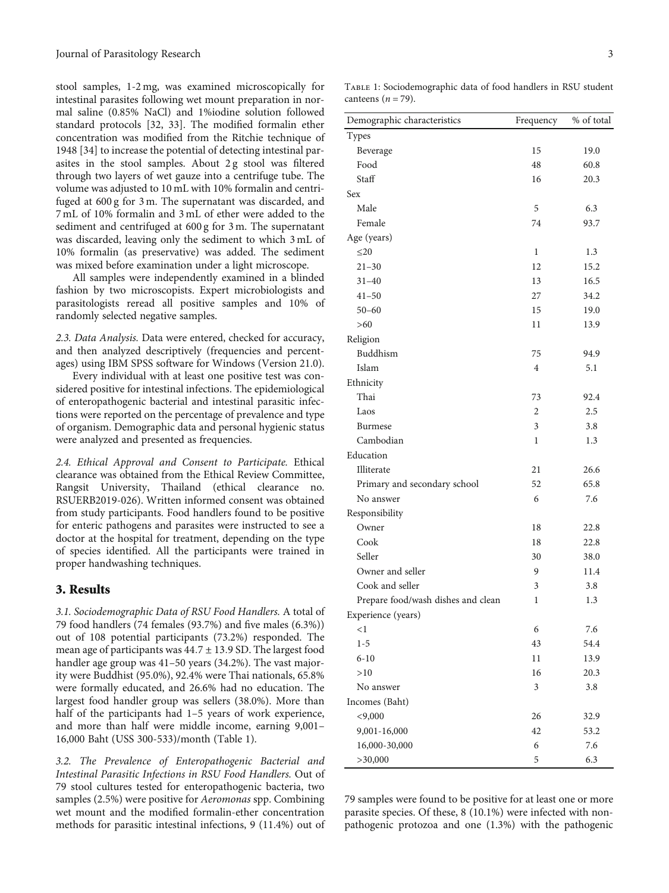stool samples, 1-2 mg, was examined microscopically for intestinal parasites following wet mount preparation in normal saline (0.85% NaCl) and 1%iodine solution followed standard protocols [32, 33]. The modified formalin ether concentration was modified from the Ritchie technique of 1948 [34] to increase the potential of detecting intestinal parasites in the stool samples. About 2 g stool was filtered through two layers of wet gauze into a centrifuge tube. The volume was adjusted to 10 mL with 10% formalin and centrifuged at 600 g for 3 m. The supernatant was discarded, and 7 mL of 10% formalin and 3 mL of ether were added to the sediment and centrifuged at 600 g for 3 m. The supernatant was discarded, leaving only the sediment to which 3 mL of 10% formalin (as preservative) was added. The sediment was mixed before examination under a light microscope.

All samples were independently examined in a blinded fashion by two microscopists. Expert microbiologists and parasitologists reread all positive samples and 10% of randomly selected negative samples.

*2.3. Data Analysis.* Data were entered, checked for accuracy, and then analyzed descriptively (frequencies and percentages) using IBM SPSS software for Windows (Version 21.0).

Every individual with at least one positive test was considered positive for intestinal infections. The epidemiological of enteropathogenic bacterial and intestinal parasitic infections were reported on the percentage of prevalence and type of organism. Demographic data and personal hygienic status were analyzed and presented as frequencies.

*2.4. Ethical Approval and Consent to Participate.* Ethical clearance was obtained from the Ethical Review Committee, Rangsit University, Thailand (ethical clearance no. RSUERB2019-026). Written informed consent was obtained from study participants. Food handlers found to be positive for enteric pathogens and parasites were instructed to see a doctor at the hospital for treatment, depending on the type of species identified. All the participants were trained in proper handwashing techniques.

## 3. Results

*3.1. Sociodemographic Data of RSU Food Handlers.* A total of 79 food handlers (74 females (93.7%) and five males (6.3%)) out of 108 potential participants (73.2%) responded. The mean age of participants was 44.7 ± 13.9 SD. The largest food handler age group was 41–50 years (34.2%). The vast majority were Buddhist (95.0%), 92.4% were Thai nationals, 65.8% were formally educated, and 26.6% had no education. The largest food handler group was sellers (38.0%). More than half of the participants had 1–5 years of work experience, and more than half were middle income, earning 9,001–16,000 Baht (USS 300-533)/month (Table 1).

Table 1: Sociodemographic data of food handlers in RSU student canteens ($n = 79$).

| Demographic characteristics | Frequency | % of total |
|---|---|---|
| Types | | |
| Beverage | 15 | 19.0 |
| Food | 48 | 60.8 |
| Staff | 16 | 20.3 |
| Sex | | |
| Male | 5 | 6.3 |
| Female | 74 | 93.7 |
| Age (years) | | |
| ≤20 | 1 | 1.3 |
| 21–30 | 12 | 15.2 |
| 31–40 | 13 | 16.5 |
| 41–50 | 27 | 34.2 |
| 50–60 | 15 | 19.0 |
| >60 | 11 | 13.9 |
| Religion | | |
| Buddhism | 75 | 94.9 |
| Islam | 4 | 5.1 |
| Ethnicity | | |
| Thai | 73 | 92.4 |
| Laos | 2 | 2.5 |
| Burmese | 3 | 3.8 |
| Cambodian | 1 | 1.3 |
| Education | | |
| Illiterate | 21 | 26.6 |
| Primary and secondary school | 52 | 65.8 |
| No answer | 6 | 7.6 |
| Responsibility | | |
| Owner | 18 | 22.8 |
| Cook | 18 | 22.8 |
| Seller | 30 | 38.0 |
| Owner and seller | 9 | 11.4 |
| Cook and seller | 3 | 3.8 |
| Prepare food/wash dishes and clean | 1 | 1.3 |
| Experience (years) | | |
| <1 | 6 | 7.6 |
| 1-5 | 43 | 54.4 |
| 6-10 | 11 | 13.9 |
| >10 | 16 | 20.3 |
| No answer | 3 | 3.8 |
| Incomes (Baht) | | |
| <9,000 | 26 | 32.9 |
| 9,001-16,000 | 42 | 53.2 |
| 16,000-30,000 | 6 | 7.6 |
| >30,000 | 5 | 6.3 |

*3.2. The Prevalence of Enteropathogenic Bacterial and Intestinal Parasitic Infections in RSU Food Handlers.* Out of 79 stool cultures tested for enteropathogenic bacteria, two samples (2.5%) were positive for *Aeromonas* spp. Combining wet mount and the modified formalin-ether concentration methods for parasitic intestinal infections, 9 (11.4%) out of 79 samples were found to be positive for at least one or more parasite species. Of these, 8 (10.1%) were infected with non-pathogenic protozoa and one (1.3%) with the pathogenic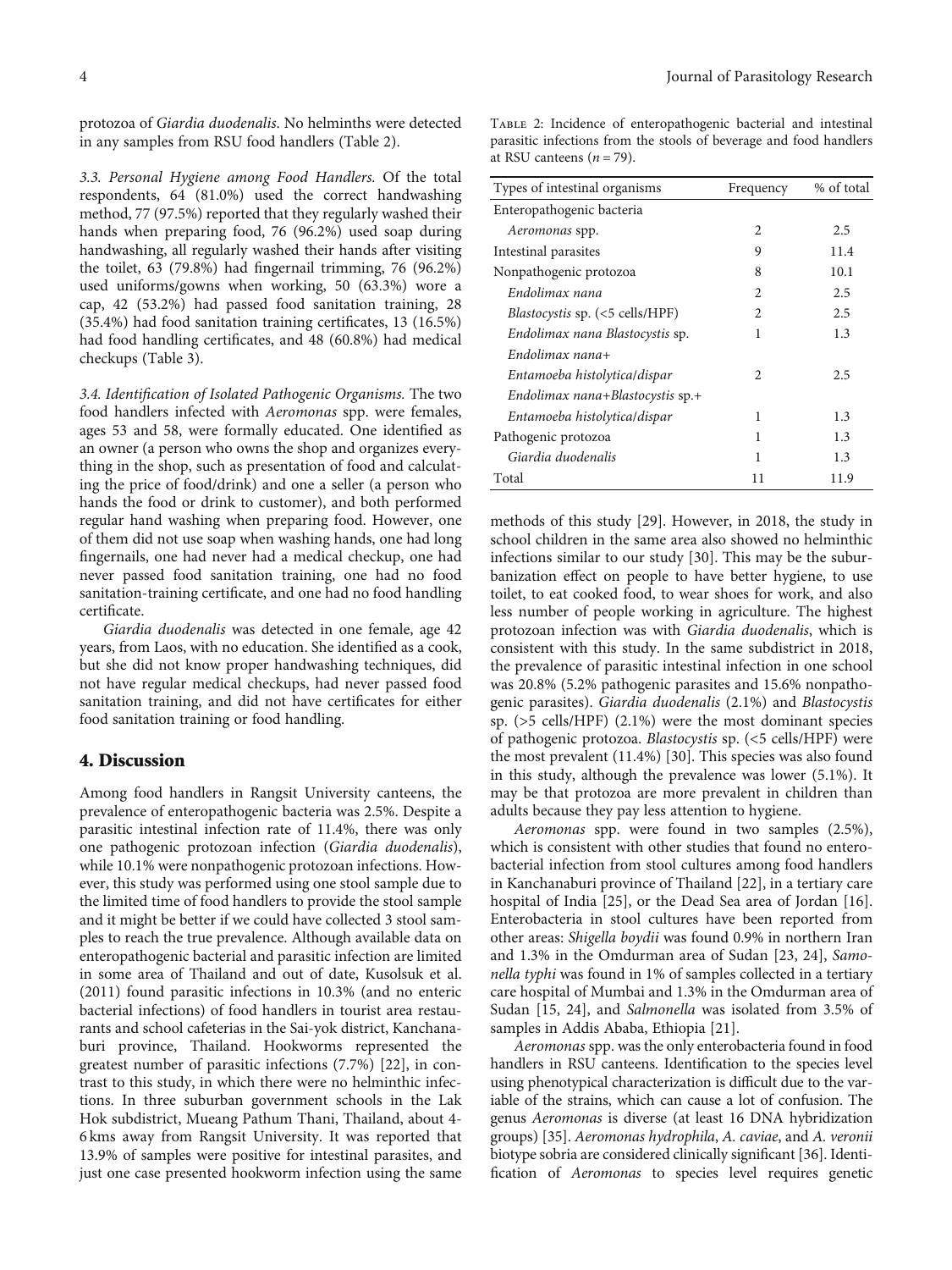protozoa of *Giardia duodenalis*. No helminths were detected in any samples from RSU food handlers (Table 2).

### 3.3. Personal Hygiene among Food Handlers.

Of the total respondents, 64 (81.0%) used the correct handwashing method, 77 (97.5%) reported that they regularly washed their hands when preparing food, 76 (96.2%) used soap during handwashing, all regularly washed their hands after visiting the toilet, 63 (79.8%) had fingernail trimming, 76 (96.2%) used uniforms/gowns when working, 50 (63.3%) wore a cap, 42 (53.2%) had passed food sanitation training, 28 (35.4%) had food sanitation training certificates, 13 (16.5%) had food handling certificates, and 48 (60.8%) had medical checkups (Table 3).

### 3.4. Identification of Isolated Pathogenic Organisms.

The two food handlers infected with *Aeromonas* spp. were females, ages 53 and 58, were formally educated. One identified as an owner (a person who owns the shop and organizes everything in the shop, such as presentation of food and calculating the price of food/drink) and one a seller (a person who hands the food or drink to customer), and both performed regular hand washing when preparing food. However, one of them did not use soap when washing hands, one had long fingernails, one had never had a medical checkup, one had never passed food sanitation training, one had no food sanitation-training certificate, and one had no food handling certificate.

*Giardia duodenalis* was detected in one female, age 42 years, from Laos, with no education. She identified as a cook, but she did not know proper handwashing techniques, did not have regular medical checkups, had never passed food sanitation training, and did not have certificates for either food sanitation training or food handling.

Table 2: Incidence of enteropathogenic bacterial and intestinal parasitic infections from the stools of beverage and food handlers at RSU canteens ($n = 79$).

| Types of intestinal organisms | Frequency | % of total |
|---|---|---|
| Enteropathogenic bacteria | | |
| *Aeromonas* spp. | 2 | 2.5 |
| Intestinal parasites | 9 | 11.4 |
| Nonpathogenic protozoa | 8 | 10.1 |
| *Endolimax nana* | 2 | 2.5 |
| *Blastocystis* sp. (<5 cells/HPF) | 2 | 2.5 |
| *Endolimax nana Blastocystis* sp. | 1 | 1.3 |
| *Endolimax nana*+ *Entamoeba histolytica/dispar* | 2 | 2.5 |
| *Endolimax nana*+*Blastocystis* sp.+ *Entamoeba histolytica/dispar* | 1 | 1.3 |
| Pathogenic protozoa | 1 | 1.3 |
| *Giardia duodenalis* | 1 | 1.3 |
| Total | 11 | 11.9 |

## 4. Discussion

Among food handlers in Rangsit University canteens, the prevalence of enteropathogenic bacteria was 2.5%. Despite a parasitic intestinal infection rate of 11.4%, there was only one pathogenic protozoan infection (*Giardia duodenalis*), while 10.1% were nonpathogenic protozoan infections. However, this study was performed using one stool sample due to the limited time of food handlers to provide the stool sample and it might be better if we could have collected 3 stool samples to reach the true prevalence. Although available data on enteropathogenic bacterial and parasitic infection are limited in some area of Thailand and out of date, Kusolsuk et al. (2011) found parasitic infections in 10.3% (and no enteric bacterial infections) of food handlers in tourist area restaurants and school cafeterias in the Sai-yok district, Kanchanaburi province, Thailand. Hookworms represented the greatest number of parasitic infections (7.7%) [22], in contrast to this study, in which there were no helminthic infections. In three suburban government schools in the Lak Hok subdistrict, Mueang Pathum Thani, Thailand, about 4-6 kms away from Rangsit University. It was reported that 13.9% of samples were positive for intestinal parasites, and just one case presented hookworm infection using the same methods of this study [29]. However, in 2018, the study in school children in the same area also showed no helminthic infections similar to our study [30]. This may be the suburbanization effect on people to have better hygiene, to use toilet, to eat cooked food, to wear shoes for work, and also less number of people working in agriculture. The highest protozoan infection was with *Giardia duodenalis*, which is consistent with this study. In the same subdistrict in 2018, the prevalence of parasitic intestinal infection in one school was 20.8% (5.2% pathogenic parasites and 15.6% nonpathogenic parasites). *Giardia duodenalis* (2.1%) and *Blastocystis* sp. (>5 cells/HPF) (2.1%) were the most dominant species of pathogenic protozoa. *Blastocystis* sp. (<5 cells/HPF) were the most prevalent (11.4%) [30]. This species was also found in this study, although the prevalence was lower (5.1%). It may be that protozoa are more prevalent in children than adults because they pay less attention to hygiene.

*Aeromonas* spp. were found in two samples (2.5%), which is consistent with other studies that found no enterobacterial infection from stool cultures among food handlers in Kanchanaburi province of Thailand [22], in a tertiary care hospital of India [25], or the Dead Sea area of Jordan [16]. Enterobacteria in stool cultures have been reported from other areas: *Shigella boydii* was found 0.9% in northern Iran and 1.3% in the Omdurman area of Sudan [23, 24], *Salmonella typhi* was found in 1% of samples collected in a tertiary care hospital of Mumbai and 1.3% in the Omdurman area of Sudan [15, 24], and *Salmonella* was isolated from 3.5% of samples in Addis Ababa, Ethiopia [21].

*Aeromonas* spp. was the only enterobacteria found in food handlers in RSU canteens. Identification to the species level using phenotypical characterization is difficult due to the variable of the strains, which can cause a lot of confusion. The genus *Aeromonas* is diverse (at least 16 DNA hybridization groups) [35]. *Aeromonas hydrophila*, *A. caviae*, and *A. veronii* biotype sobria are considered clinically significant [36]. Identification of *Aeromonas* to species level requires genetic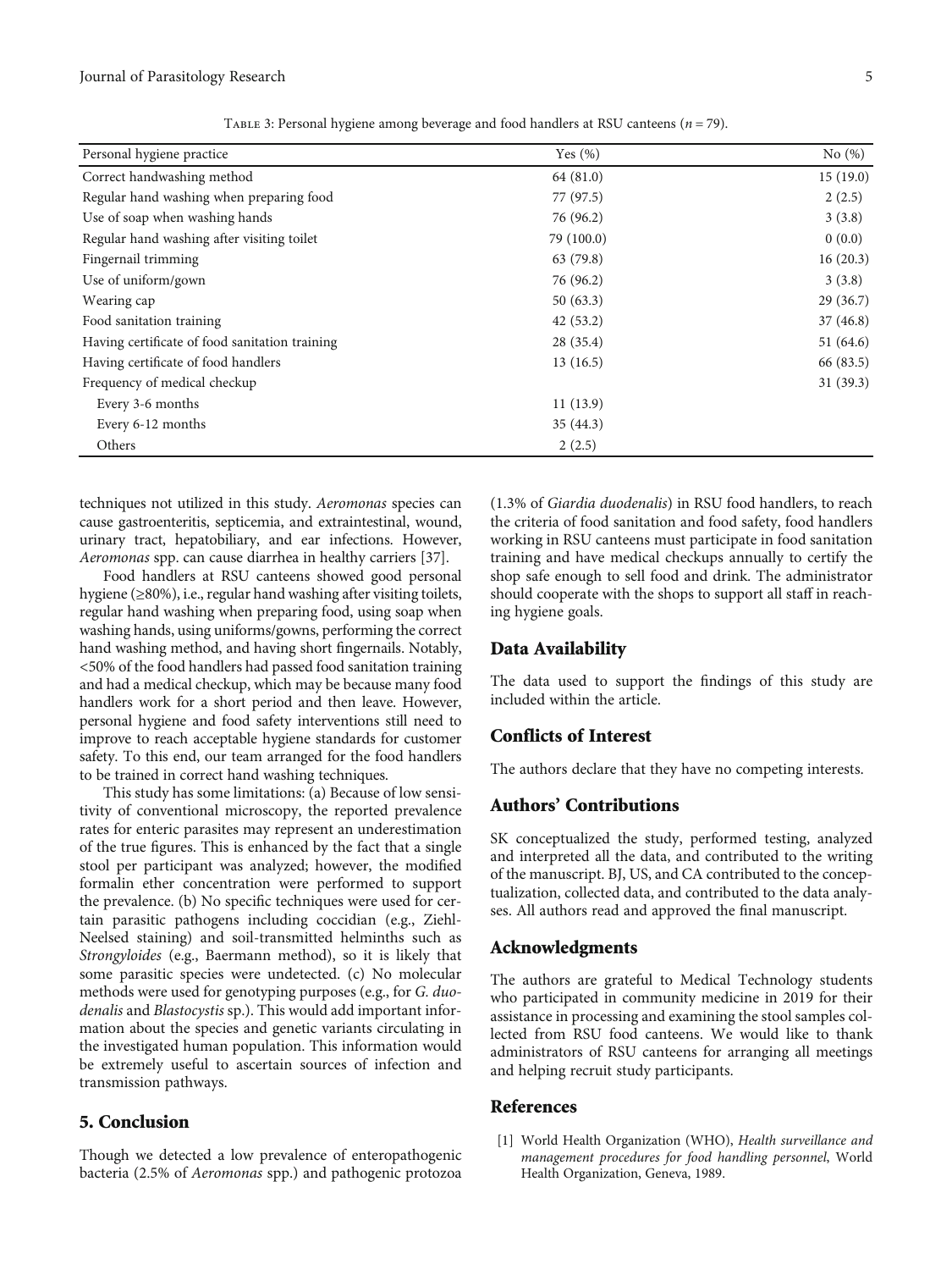Table 3: Personal hygiene among beverage and food handlers at RSU canteens ($n = 79$).

| Personal hygiene practice | Yes (%) | No (%) |
|---|---|---|
| Correct handwashing method | 64 (81.0) | 15 (19.0) |
| Regular hand washing when preparing food | 77 (97.5) | 2 (2.5) |
| Use of soap when washing hands | 76 (96.2) | 3 (3.8) |
| Regular hand washing after visiting toilet | 79 (100.0) | 0 (0.0) |
| Fingernail trimming | 63 (79.8) | 16 (20.3) |
| Use of uniform/gown | 76 (96.2) | 3 (3.8) |
| Wearing cap | 50 (63.3) | 29 (36.7) |
| Food sanitation training | 42 (53.2) | 37 (46.8) |
| Having certificate of food sanitation training | 28 (35.4) | 51 (64.6) |
| Having certificate of food handlers | 13 (16.5) | 66 (83.5) |
| Frequency of medical checkup | | 31 (39.3) |
| Every 3-6 months | 11 (13.9) | |
| Every 6-12 months | 35 (44.3) | |
| Others | 2 (2.5) | |

techniques not utilized in this study. *Aeromonas* species can cause gastroenteritis, septicemia, and extraintestinal, wound, urinary tract, hepatobiliary, and ear infections. However, *Aeromonas* spp. can cause diarrhea in healthy carriers [37].

Food handlers at RSU canteens showed good personal hygiene (≥80%), i.e., regular hand washing after visiting toilets, regular hand washing when preparing food, using soap when washing hands, using uniforms/gowns, performing the correct hand washing method, and having short fingernails. Notably, <50% of the food handlers had passed food sanitation training and had a medical checkup, which may be because many food handlers work for a short period and then leave. However, personal hygiene and food safety interventions still need to improve to reach acceptable hygiene standards for customer safety. To this end, our team arranged for the food handlers to be trained in correct hand washing techniques.

This study has some limitations: (a) Because of low sensitivity of conventional microscopy, the reported prevalence rates for enteric parasites may represent an underestimation of the true figures. This is enhanced by the fact that a single stool per participant was analyzed; however, the modified formalin ether concentration were performed to support the prevalence. (b) No specific techniques were used for certain parasitic pathogens including coccidian (e.g., Ziehl-Neelsed staining) and soil-transmitted helminths such as *Strongyloides* (e.g., Baermann method), so it is likely that some parasitic species were undetected. (c) No molecular methods were used for genotyping purposes (e.g., for *G. duodenalis* and *Blastocystis* sp.). This would add important information about the species and genetic variants circulating in the investigated human population. This information would be extremely useful to ascertain sources of infection and transmission pathways.

## 5. Conclusion

Though we detected a low prevalence of enteropathogenic bacteria (2.5% of *Aeromonas* spp.) and pathogenic protozoa (1.3% of *Giardia duodenalis*) in RSU food handlers, to reach the criteria of food sanitation and food safety, food handlers working in RSU canteens must participate in food sanitation training and have medical checkups annually to certify the shop safe enough to sell food and drink. The administrator should cooperate with the shops to support all staff in reaching hygiene goals.

## Data Availability

The data used to support the findings of this study are included within the article.

## Conflicts of Interest

The authors declare that they have no competing interests.

## Authors' Contributions

SK conceptualized the study, performed testing, analyzed and interpreted all the data, and contributed to the writing of the manuscript. BJ, US, and CA contributed to the conceptualization, collected data, and contributed to the data analyses. All authors read and approved the final manuscript.

## Acknowledgments

The authors are grateful to Medical Technology students who participated in community medicine in 2019 for their assistance in processing and examining the stool samples collected from RSU food canteens. We would like to thank administrators of RSU canteens for arranging all meetings and helping recruit study participants.

## References

[1] World Health Organization (WHO), *Health surveillance and management procedures for food handling personnel*, World Health Organization, Geneva, 1989.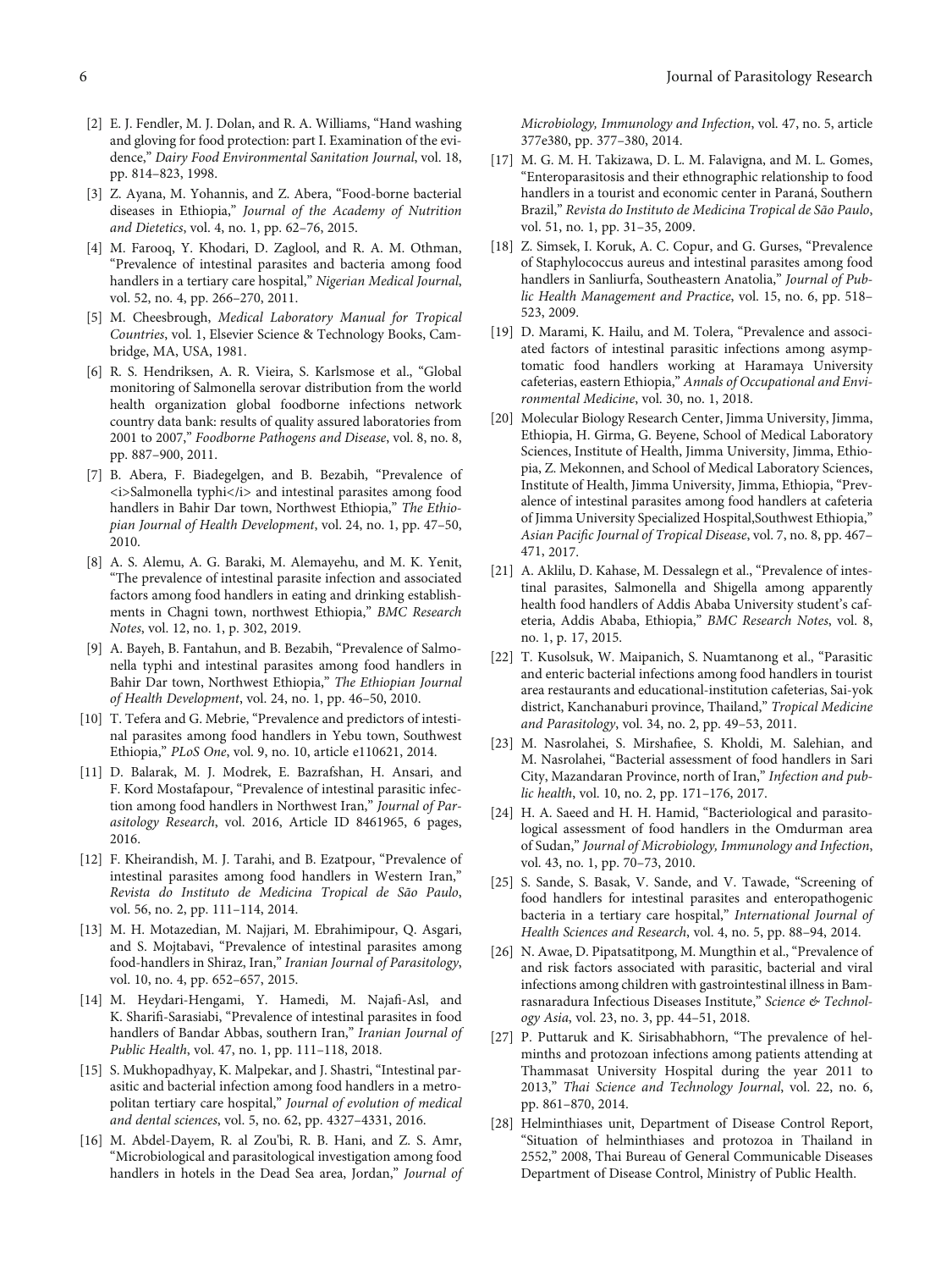[2] E. J. Fendler, M. J. Dolan, and R. A. Williams, "Hand washing and gloving for food protection: part I. Examination of the evidence," *Dairy Food Environmental Sanitation Journal*, vol. 18, pp. 814–823, 1998.

[3] Z. Ayana, M. Yohannis, and Z. Abera, "Food-borne bacterial diseases in Ethiopia," *Journal of the Academy of Nutrition and Dietetics*, vol. 4, no. 1, pp. 62–76, 2015.

[4] M. Farooq, Y. Khodari, D. Zaglool, and R. A. M. Othman, "Prevalence of intestinal parasites and bacteria among food handlers in a tertiary care hospital," *Nigerian Medical Journal*, vol. 52, no. 4, pp. 266–270, 2011.

[5] M. Cheesbrough, *Medical Laboratory Manual for Tropical Countries*, vol. 1, Elsevier Science & Technology Books, Cambridge, MA, USA, 1981.

[6] R. S. Hendriksen, A. R. Vieira, S. Karlsmose et al., "Global monitoring of Salmonella serovar distribution from the world health organization global foodborne infections network country data bank: results of quality assured laboratories from 2001 to 2007," *Foodborne Pathogens and Disease*, vol. 8, no. 8, pp. 887–900, 2011.

[7] B. Abera, F. Biadegelgen, and B. Bezabih, "Prevalence of <i>Salmonella typhi</i> and intestinal parasites among food handlers in Bahir Dar town, Northwest Ethiopia," *The Ethiopian Journal of Health Development*, vol. 24, no. 1, pp. 47–50, 2010.

[8] A. S. Alemu, A. G. Baraki, M. Alemayehu, and M. K. Yenit, "The prevalence of intestinal parasite infection and associated factors among food handlers in eating and drinking establishments in Chagni town, northwest Ethiopia," *BMC Research Notes*, vol. 12, no. 1, p. 302, 2019.

[9] A. Bayeh, B. Fantahun, and B. Bezabih, "Prevalence of Salmonella typhi and intestinal parasites among food handlers in Bahir Dar town, Northwest Ethiopia," *The Ethiopian Journal of Health Development*, vol. 24, no. 1, pp. 46–50, 2010.

[10] T. Tefera and G. Mebrie, "Prevalence and predictors of intestinal parasites among food handlers in Yebu town, Southwest Ethiopia," *PLoS One*, vol. 9, no. 10, article e110621, 2014.

[11] D. Balarak, M. J. Modrek, E. Bazrafshan, H. Ansari, and F. Kord Mostafapour, "Prevalence of intestinal parasitic infection among food handlers in Northwest Iran," *Journal of Parasitology Research*, vol. 2016, Article ID 8461965, 6 pages, 2016.

[12] F. Kheirandish, M. J. Tarahi, and B. Ezatpour, "Prevalence of intestinal parasites among food handlers in Western Iran," *Revista do Instituto de Medicina Tropical de São Paulo*, vol. 56, no. 2, pp. 111–114, 2014.

[13] M. H. Motazedian, M. Najjari, M. Ebrahimipour, Q. Asgari, and S. Mojtabavi, "Prevalence of intestinal parasites among food-handlers in Shiraz, Iran," *Iranian Journal of Parasitology*, vol. 10, no. 4, pp. 652–657, 2015.

[14] M. Heydari-Hengami, Y. Hamedi, M. Najafi-Asl, and K. Sharifi-Sarasiabi, "Prevalence of intestinal parasites in food handlers of Bandar Abbas, southern Iran," *Iranian Journal of Public Health*, vol. 47, no. 1, pp. 111–118, 2018.

[15] S. Mukhopadhyay, K. Malpekar, and J. Shastri, "Intestinal parasitic and bacterial infection among food handlers in a metropolitan tertiary care hospital," *Journal of evolution of medical and dental sciences*, vol. 5, no. 62, pp. 4327–4331, 2016.

[16] M. Abdel-Dayem, R. al Zou'bi, R. B. Hani, and Z. S. Amr, "Microbiological and parasitological investigation among food handlers in hotels in the Dead Sea area, Jordan," *Journal of Microbiology, Immunology and Infection*, vol. 47, no. 5, article 377e380, pp. 377–380, 2014.

[17] M. G. M. H. Takizawa, D. L. M. Falavigna, and M. L. Gomes, "Enteroparasitosis and their ethnographic relationship to food handlers in a tourist and economic center in Paraná, Southern Brazil," *Revista do Instituto de Medicina Tropical de São Paulo*, vol. 51, no. 1, pp. 31–35, 2009.

[18] Z. Simsek, I. Koruk, A. C. Copur, and G. Gurses, "Prevalence of Staphylococcus aureus and intestinal parasites among food handlers in Sanliurfa, Southeastern Anatolia," *Journal of Public Health Management and Practice*, vol. 15, no. 6, pp. 518–523, 2009.

[19] D. Marami, K. Hailu, and M. Tolera, "Prevalence and associated factors of intestinal parasitic infections among asymptomatic food handlers working at Haramaya University cafeterias, eastern Ethiopia," *Annals of Occupational and Environmental Medicine*, vol. 30, no. 1, 2018.

[20] Molecular Biology Research Center, Jimma University, Jimma, Ethiopia, H. Girma, G. Beyene, School of Medical Laboratory Sciences, Institute of Health, Jimma University, Jimma, Ethiopia, Z. Mekonnen, and School of Medical Laboratory Sciences, Institute of Health, Jimma University, Jimma, Ethiopia, "Prevalence of intestinal parasites among food handlers at cafeteria of Jimma University Specialized Hospital,Southwest Ethiopia," *Asian Pacific Journal of Tropical Disease*, vol. 7, no. 8, pp. 467–471, 2017.

[21] A. Aklilu, D. Kahase, M. Dessalegn et al., "Prevalence of intestinal parasites, Salmonella and Shigella among apparently health food handlers of Addis Ababa University student's cafeteria, Addis Ababa, Ethiopia," *BMC Research Notes*, vol. 8, no. 1, p. 17, 2015.

[22] T. Kusolsuk, W. Maipanich, S. Nuamtanong et al., "Parasitic and enteric bacterial infections among food handlers in tourist area restaurants and educational-institution cafeterias, Sai-yok district, Kanchanaburi province, Thailand," *Tropical Medicine and Parasitology*, vol. 34, no. 2, pp. 49–53, 2011.

[23] M. Nasrolahei, S. Mirshafiee, S. Kholdi, M. Salehian, and M. Nasrolahei, "Bacterial assessment of food handlers in Sari City, Mazandaran Province, north of Iran," *Infection and public health*, vol. 10, no. 2, pp. 171–176, 2017.

[24] H. A. Saeed and H. H. Hamid, "Bacteriological and parasitological assessment of food handlers in the Omdurman area of Sudan," *Journal of Microbiology, Immunology and Infection*, vol. 43, no. 1, pp. 70–73, 2010.

[25] S. Sande, S. Basak, V. Sande, and V. Tawade, "Screening of food handlers for intestinal parasites and enteropathogenic bacteria in a tertiary care hospital," *International Journal of Health Sciences and Research*, vol. 4, no. 5, pp. 88–94, 2014.

[26] N. Awae, D. Pipatsatitpong, M. Mungthin et al., "Prevalence of and risk factors associated with parasitic, bacterial and viral infections among children with gastrointestinal illness in Bamrasnaradura Infectious Diseases Institute," *Science & Technology Asia*, vol. 23, no. 3, pp. 44–51, 2018.

[27] P. Puttaruk and K. Sirisabhabhorn, "The prevalence of helminths and protozoan infections among patients attending at Thammasat University Hospital during the year 2011 to 2013," *Thai Science and Technology Journal*, vol. 22, no. 6, pp. 861–870, 2014.

[28] Helminthiases unit, Department of Disease Control Report, "Situation of helminthiases and protozoa in Thailand in 2552," 2008, Thai Bureau of General Communicable Diseases Department of Disease Control, Ministry of Public Health.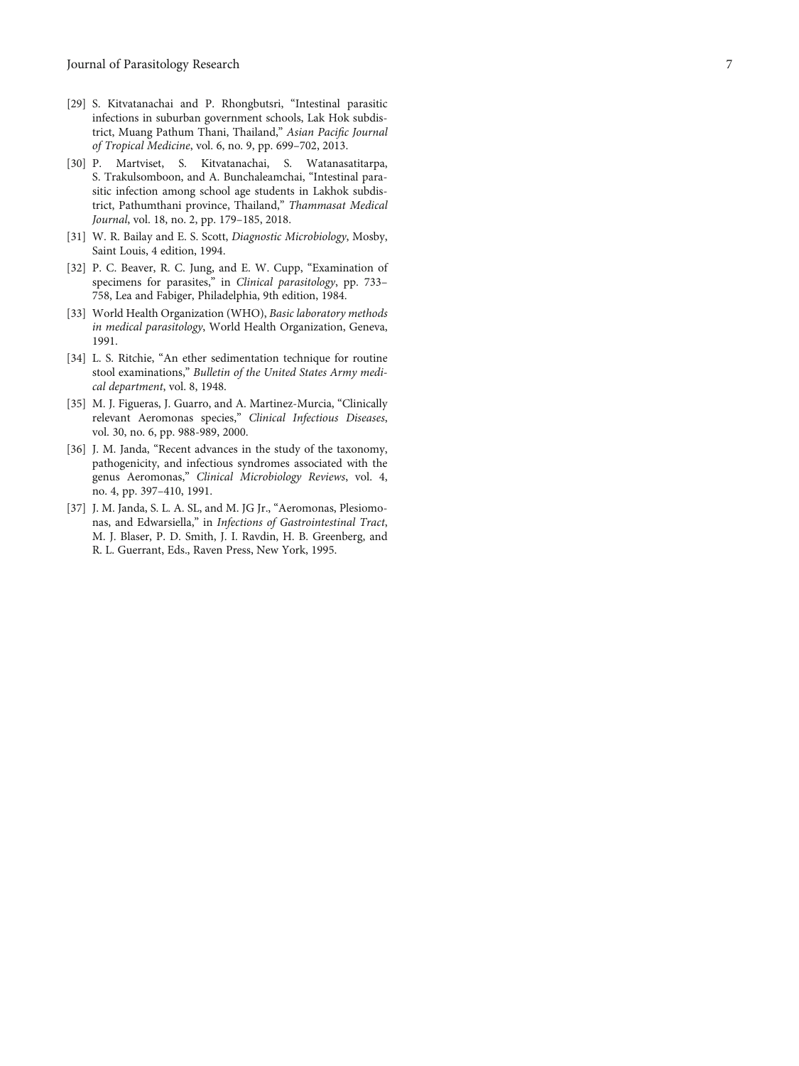[29] S. Kitvatanachai and P. Rhongbutsri, "Intestinal parasitic infections in suburban government schools, Lak Hok subdistrict, Muang Pathum Thani, Thailand," *Asian Pacific Journal of Tropical Medicine*, vol. 6, no. 9, pp. 699–702, 2013.

[30] P. Martviset, S. Kitvatanachai, S. Watanasatitarpa, S. Trakulsomboon, and A. Bunchaleamchai, "Intestinal parasitic infection among school age students in Lakhok subdistrict, Pathumthani province, Thailand," *Thammasat Medical Journal*, vol. 18, no. 2, pp. 179–185, 2018.

[31] W. R. Bailay and E. S. Scott, *Diagnostic Microbiology*, Mosby, Saint Louis, 4 edition, 1994.

[32] P. C. Beaver, R. C. Jung, and E. W. Cupp, "Examination of specimens for parasites," in *Clinical parasitology*, pp. 733–758, Lea and Fabiger, Philadelphia, 9th edition, 1984.

[33] World Health Organization (WHO), *Basic laboratory methods in medical parasitology*, World Health Organization, Geneva, 1991.

[34] L. S. Ritchie, "An ether sedimentation technique for routine stool examinations," *Bulletin of the United States Army medical department*, vol. 8, 1948.

[35] M. J. Figueras, J. Guarro, and A. Martinez-Murcia, "Clinically relevant Aeromonas species," *Clinical Infectious Diseases*, vol. 30, no. 6, pp. 988-989, 2000.

[36] J. M. Janda, "Recent advances in the study of the taxonomy, pathogenicity, and infectious syndromes associated with the genus Aeromonas," *Clinical Microbiology Reviews*, vol. 4, no. 4, pp. 397–410, 1991.

[37] J. M. Janda, S. L. A. SL, and M. JG Jr., "Aeromonas, Plesiomonas, and Edwarsiella," in *Infections of Gastrointestinal Tract*, M. J. Blaser, P. D. Smith, J. I. Ravdin, H. B. Greenberg, and R. L. Guerrant, Eds., Raven Press, New York, 1995.